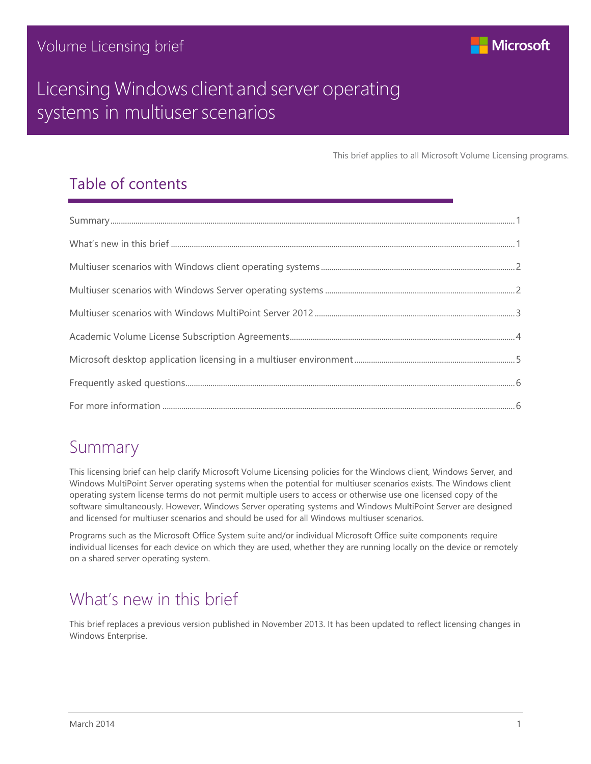Volume Licensing brief

# Licensing Windows client and server operating systems in multiuser scenarios

This brief applies to all Microsoft Volume Licensing programs.

## Table of contents

- Summary ... 1
- What's new in this brief ... 1
- Multiuser scenarios with Windows client operating systems ... 2
- Multiuser scenarios with Windows Server operating systems ... 2
- Multiuser scenarios with Windows MultiPoint Server 2012 ... 3
- Academic Volume License Subscription Agreements ... 4
- Microsoft desktop application licensing in a multiuser environment ... 5
- Frequently asked questions ... 6
- For more information ... 6

## Summary

This licensing brief can help clarify Microsoft Volume Licensing policies for the Windows client, Windows Server, and Windows MultiPoint Server operating systems when the potential for multiuser scenarios exists. The Windows client operating system license terms do not permit multiple users to access or otherwise use one licensed copy of the software simultaneously. However, Windows Server operating systems and Windows MultiPoint Server are designed and licensed for multiuser scenarios and should be used for all Windows multiuser scenarios.

Programs such as the Microsoft Office System suite and/or individual Microsoft Office suite components require individual licenses for each device on which they are used, whether they are running locally on the device or remotely on a shared server operating system.

## What's new in this brief

This brief replaces a previous version published in November 2013. It has been updated to reflect licensing changes in Windows Enterprise.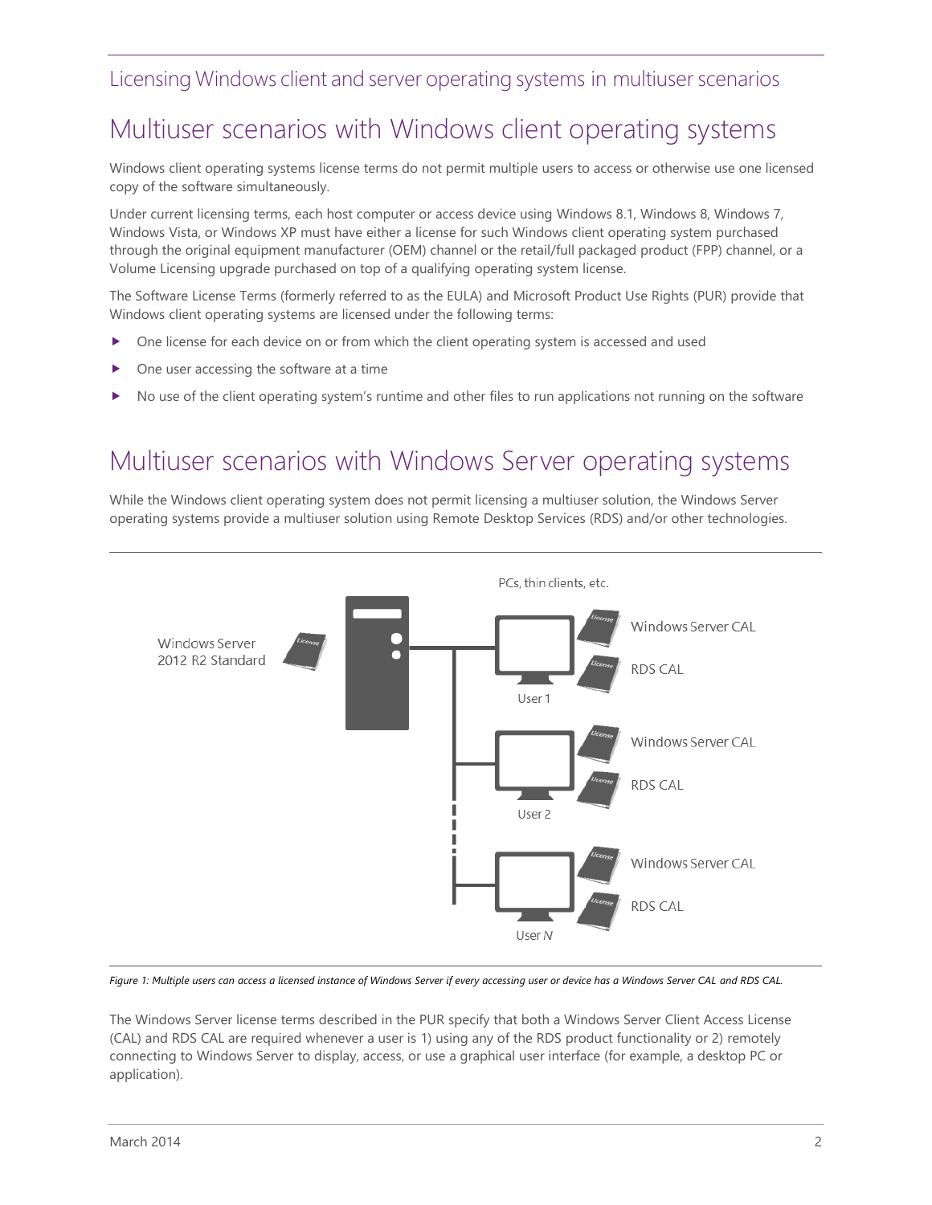# Multiuser scenarios with Windows client operating systems

Windows client operating systems license terms do not permit multiple users to access or otherwise use one licensed copy of the software simultaneously.

Under current licensing terms, each host computer or access device using Windows 8.1, Windows 8, Windows 7, Windows Vista, or Windows XP must have either a license for such Windows client operating system purchased through the original equipment manufacturer (OEM) channel or the retail/full packaged product (FPP) channel, or a Volume Licensing upgrade purchased on top of a qualifying operating system license.

The Software License Terms (formerly referred to as the EULA) and Microsoft Product Use Rights (PUR) provide that Windows client operating systems are licensed under the following terms:

- One license for each device on or from which the client operating system is accessed and used
- One user accessing the software at a time
- No use of the client operating system's runtime and other files to run applications not running on the software

# Multiuser scenarios with Windows Server operating systems

While the Windows client operating system does not permit licensing a multiuser solution, the Windows Server operating systems provide a multiuser solution using Remote Desktop Services (RDS) and/or other technologies.

*Figure 1: Multiple users can access a licensed instance of Windows Server if every accessing user or device has a Windows Server CAL and RDS CAL.*

The Windows Server license terms described in the PUR specify that both a Windows Server Client Access License (CAL) and RDS CAL are required whenever a user is 1) using any of the RDS product functionality or 2) remotely connecting to Windows Server to display, access, or use a graphical user interface (for example, a desktop PC or application).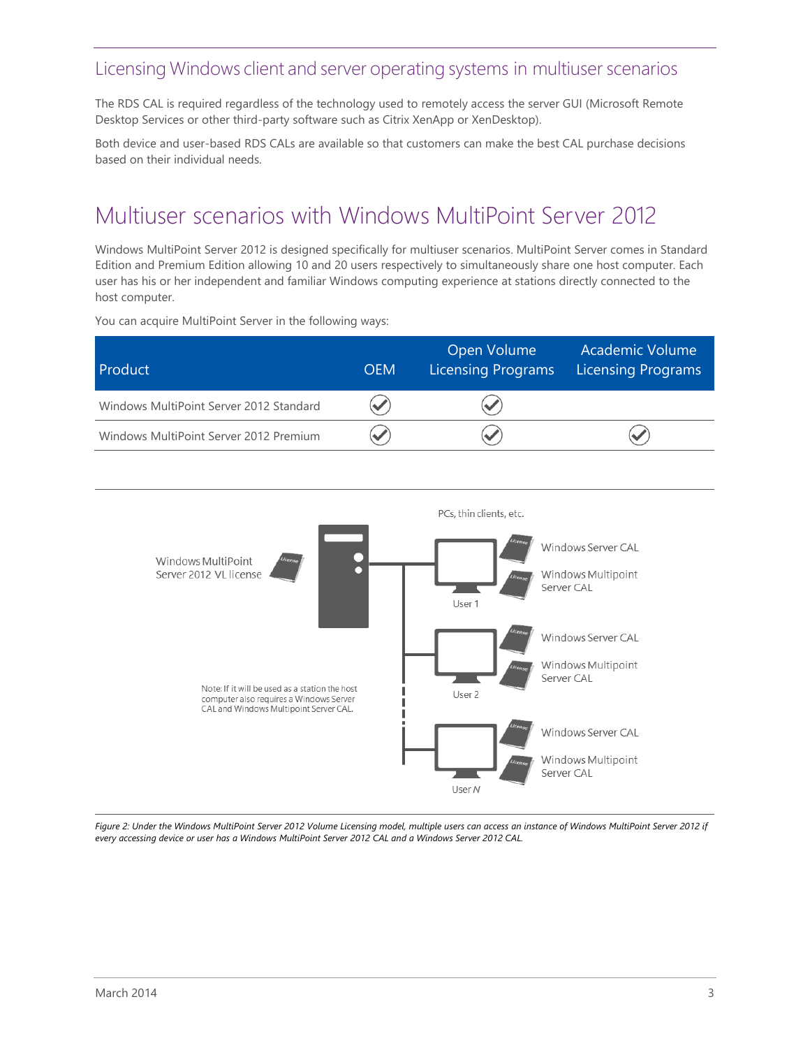## Licensing Windows client and server operating systems in multiuser scenarios

The RDS CAL is required regardless of the technology used to remotely access the server GUI (Microsoft Remote Desktop Services or other third-party software such as Citrix XenApp or XenDesktop).

Both device and user-based RDS CALs are available so that customers can make the best CAL purchase decisions based on their individual needs.

# Multiuser scenarios with Windows MultiPoint Server 2012

Windows MultiPoint Server 2012 is designed specifically for multiuser scenarios. MultiPoint Server comes in Standard Edition and Premium Edition allowing 10 and 20 users respectively to simultaneously share one host computer. Each user has his or her independent and familiar Windows computing experience at stations directly connected to the host computer.

You can acquire MultiPoint Server in the following ways:

| Product | OEM | Open Volume Licensing Programs | Academic Volume Licensing Programs |
|---|---|---|---|
| Windows MultiPoint Server 2012 Standard | ✓ | ✓ | |
| Windows MultiPoint Server 2012 Premium | ✓ | ✓ | ✓ |

PCs, thin clients, etc.

Windows MultiPoint Server 2012 VL license

User 1 — Windows Server CAL, Windows Multipoint Server CAL

User 2 — Windows Server CAL, Windows Multipoint Server CAL

User *N* — Windows Server CAL, Windows Multipoint Server CAL

Note: If it will be used as a station the host computer also requires a Windows Server CAL and Windows Multipoint Server CAL.

*Figure 2: Under the Windows MultiPoint Server 2012 Volume Licensing model, multiple users can access an instance of Windows MultiPoint Server 2012 if every accessing device or user has a Windows MultiPoint Server 2012 CAL and a Windows Server 2012 CAL.*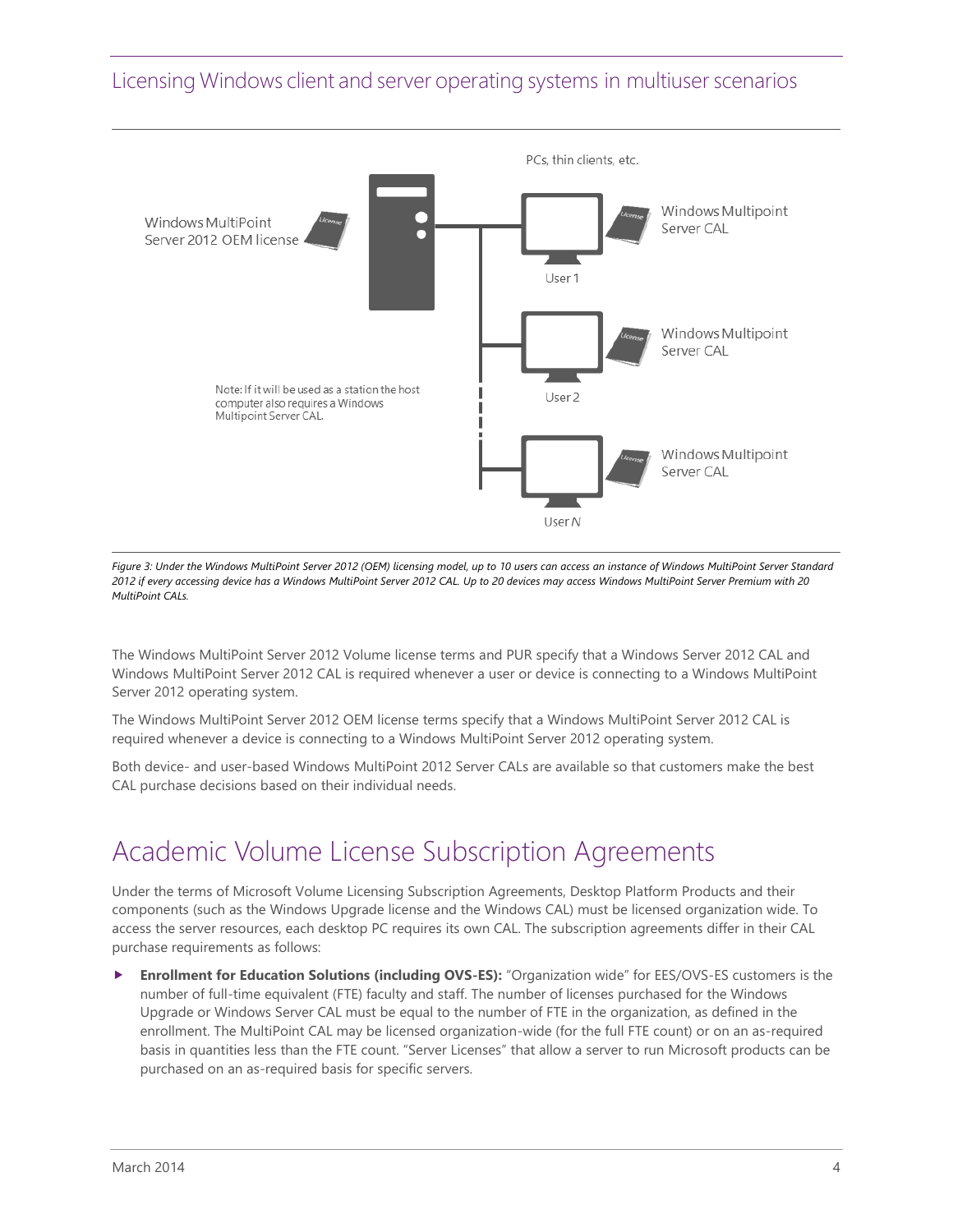## Licensing Windows client and server operating systems in multiuser scenarios

PCs, thin clients, etc.

Windows MultiPoint Server 2012 OEM license

Windows Multipoint Server CAL

User 1

Windows Multipoint Server CAL

User 2

Note: If it will be used as a station the host computer also requires a Windows Multipoint Server CAL.

Windows Multipoint Server CAL

User *N*

*Figure 3: Under the Windows MultiPoint Server 2012 (OEM) licensing model, up to 10 users can access an instance of Windows MultiPoint Server Standard 2012 if every accessing device has a Windows MultiPoint Server 2012 CAL. Up to 20 devices may access Windows MultiPoint Server Premium with 20 MultiPoint CALs.*

The Windows MultiPoint Server 2012 Volume license terms and PUR specify that a Windows Server 2012 CAL and Windows MultiPoint Server 2012 CAL is required whenever a user or device is connecting to a Windows MultiPoint Server 2012 operating system.

The Windows MultiPoint Server 2012 OEM license terms specify that a Windows MultiPoint Server 2012 CAL is required whenever a device is connecting to a Windows MultiPoint Server 2012 operating system.

Both device- and user-based Windows MultiPoint 2012 Server CALs are available so that customers make the best CAL purchase decisions based on their individual needs.

# Academic Volume License Subscription Agreements

Under the terms of Microsoft Volume Licensing Subscription Agreements, Desktop Platform Products and their components (such as the Windows Upgrade license and the Windows CAL) must be licensed organization wide. To access the server resources, each desktop PC requires its own CAL. The subscription agreements differ in their CAL purchase requirements as follows:

- **Enrollment for Education Solutions (including OVS-ES):** "Organization wide" for EES/OVS-ES customers is the number of full-time equivalent (FTE) faculty and staff. The number of licenses purchased for the Windows Upgrade or Windows Server CAL must be equal to the number of FTE in the organization, as defined in the enrollment. The MultiPoint CAL may be licensed organization-wide (for the full FTE count) or on an as-required basis in quantities less than the FTE count. "Server Licenses" that allow a server to run Microsoft products can be purchased on an as-required basis for specific servers.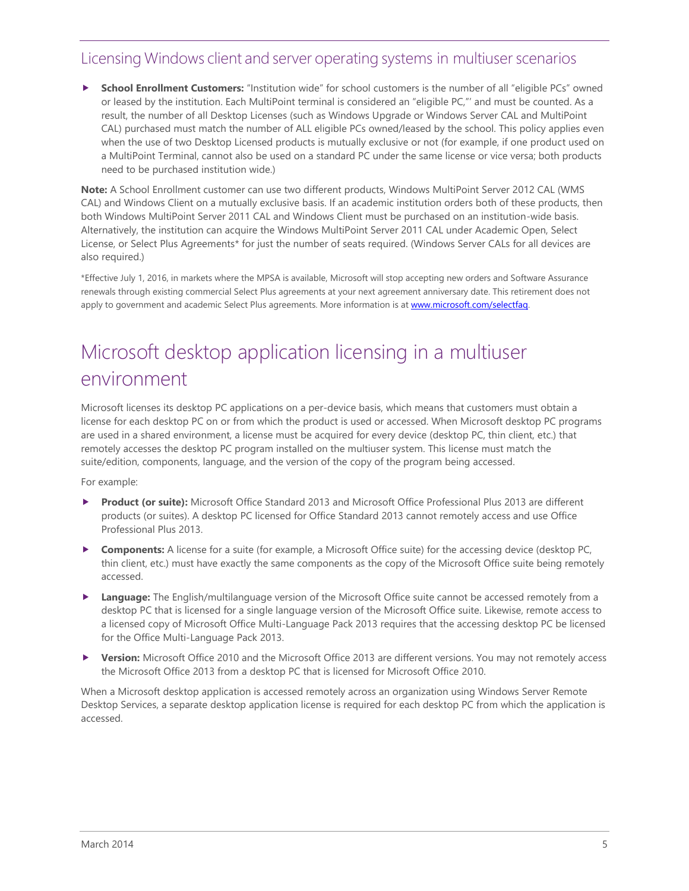## Licensing Windows client and server operating systems in multiuser scenarios

- **School Enrollment Customers:** "Institution wide" for school customers is the number of all "eligible PCs" owned or leased by the institution. Each MultiPoint terminal is considered an "eligible PC,"' and must be counted. As a result, the number of all Desktop Licenses (such as Windows Upgrade or Windows Server CAL and MultiPoint CAL) purchased must match the number of ALL eligible PCs owned/leased by the school. This policy applies even when the use of two Desktop Licensed products is mutually exclusive or not (for example, if one product used on a MultiPoint Terminal, cannot also be used on a standard PC under the same license or vice versa; both products need to be purchased institution wide.)

**Note:** A School Enrollment customer can use two different products, Windows MultiPoint Server 2012 CAL (WMS CAL) and Windows Client on a mutually exclusive basis. If an academic institution orders both of these products, then both Windows MultiPoint Server 2011 CAL and Windows Client must be purchased on an institution-wide basis. Alternatively, the institution can acquire the Windows MultiPoint Server 2011 CAL under Academic Open, Select License, or Select Plus Agreements* for just the number of seats required. (Windows Server CALs for all devices are also required.)

*Effective July 1, 2016, in markets where the MPSA is available, Microsoft will stop accepting new orders and Software Assurance renewals through existing commercial Select Plus agreements at your next agreement anniversary date. This retirement does not apply to government and academic Select Plus agreements. More information is at [www.microsoft.com/selectfaq](http://www.microsoft.com/selectfaq).

# Microsoft desktop application licensing in a multiuser environment

Microsoft licenses its desktop PC applications on a per-device basis, which means that customers must obtain a license for each desktop PC on or from which the product is used or accessed. When Microsoft desktop PC programs are used in a shared environment, a license must be acquired for every device (desktop PC, thin client, etc.) that remotely accesses the desktop PC program installed on the multiuser system. This license must match the suite/edition, components, language, and the version of the copy of the program being accessed.

For example:

- **Product (or suite):** Microsoft Office Standard 2013 and Microsoft Office Professional Plus 2013 are different products (or suites). A desktop PC licensed for Office Standard 2013 cannot remotely access and use Office Professional Plus 2013.
- **Components:** A license for a suite (for example, a Microsoft Office suite) for the accessing device (desktop PC, thin client, etc.) must have exactly the same components as the copy of the Microsoft Office suite being remotely accessed.
- **Language:** The English/multilanguage version of the Microsoft Office suite cannot be accessed remotely from a desktop PC that is licensed for a single language version of the Microsoft Office suite. Likewise, remote access to a licensed copy of Microsoft Office Multi-Language Pack 2013 requires that the accessing desktop PC be licensed for the Office Multi-Language Pack 2013.
- **Version:** Microsoft Office 2010 and the Microsoft Office 2013 are different versions. You may not remotely access the Microsoft Office 2013 from a desktop PC that is licensed for Microsoft Office 2010.

When a Microsoft desktop application is accessed remotely across an organization using Windows Server Remote Desktop Services, a separate desktop application license is required for each desktop PC from which the application is accessed.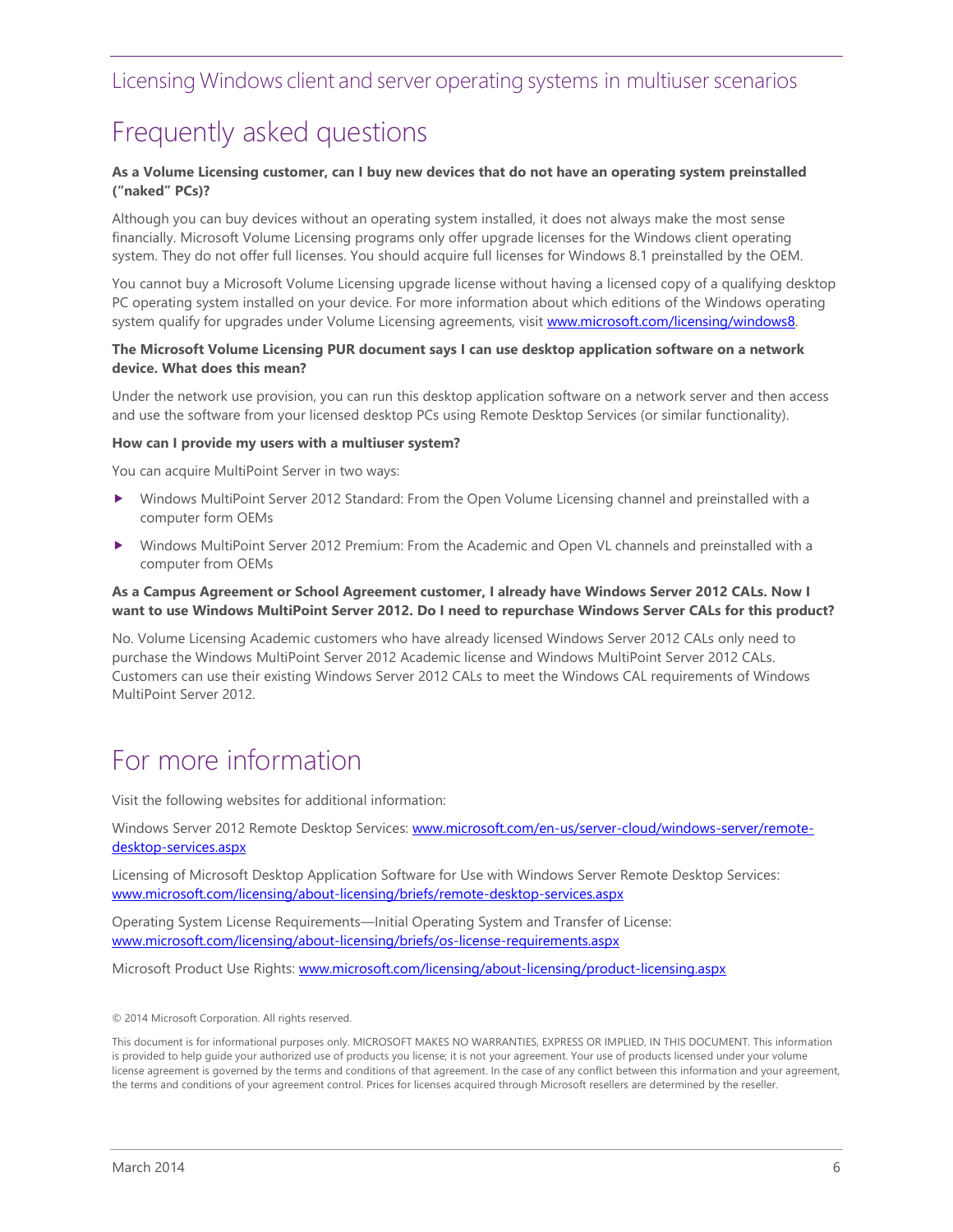## Frequently asked questions

**As a Volume Licensing customer, can I buy new devices that do not have an operating system preinstalled ("naked" PCs)?**

Although you can buy devices without an operating system installed, it does not always make the most sense financially. Microsoft Volume Licensing programs only offer upgrade licenses for the Windows client operating system. They do not offer full licenses. You should acquire full licenses for Windows 8.1 preinstalled by the OEM.

You cannot buy a Microsoft Volume Licensing upgrade license without having a licensed copy of a qualifying desktop PC operating system installed on your device. For more information about which editions of the Windows operating system qualify for upgrades under Volume Licensing agreements, visit www.microsoft.com/licensing/windows8.

**The Microsoft Volume Licensing PUR document says I can use desktop application software on a network device. What does this mean?**

Under the network use provision, you can run this desktop application software on a network server and then access and use the software from your licensed desktop PCs using Remote Desktop Services (or similar functionality).

**How can I provide my users with a multiuser system?**

You can acquire MultiPoint Server in two ways:

- Windows MultiPoint Server 2012 Standard: From the Open Volume Licensing channel and preinstalled with a computer form OEMs
- Windows MultiPoint Server 2012 Premium: From the Academic and Open VL channels and preinstalled with a computer from OEMs

**As a Campus Agreement or School Agreement customer, I already have Windows Server 2012 CALs. Now I want to use Windows MultiPoint Server 2012. Do I need to repurchase Windows Server CALs for this product?**

No. Volume Licensing Academic customers who have already licensed Windows Server 2012 CALs only need to purchase the Windows MultiPoint Server 2012 Academic license and Windows MultiPoint Server 2012 CALs. Customers can use their existing Windows Server 2012 CALs to meet the Windows CAL requirements of Windows MultiPoint Server 2012.

## For more information

Visit the following websites for additional information:

Windows Server 2012 Remote Desktop Services: www.microsoft.com/en-us/server-cloud/windows-server/remote-desktop-services.aspx

Licensing of Microsoft Desktop Application Software for Use with Windows Server Remote Desktop Services: www.microsoft.com/licensing/about-licensing/briefs/remote-desktop-services.aspx

Operating System License Requirements—Initial Operating System and Transfer of License: www.microsoft.com/licensing/about-licensing/briefs/os-license-requirements.aspx

Microsoft Product Use Rights: www.microsoft.com/licensing/about-licensing/product-licensing.aspx

© 2014 Microsoft Corporation. All rights reserved.

This document is for informational purposes only. MICROSOFT MAKES NO WARRANTIES, EXPRESS OR IMPLIED, IN THIS DOCUMENT. This information is provided to help guide your authorized use of products you license; it is not your agreement. Your use of products licensed under your volume license agreement is governed by the terms and conditions of that agreement. In the case of any conflict between this information and your agreement, the terms and conditions of your agreement control. Prices for licenses acquired through Microsoft resellers are determined by the reseller.